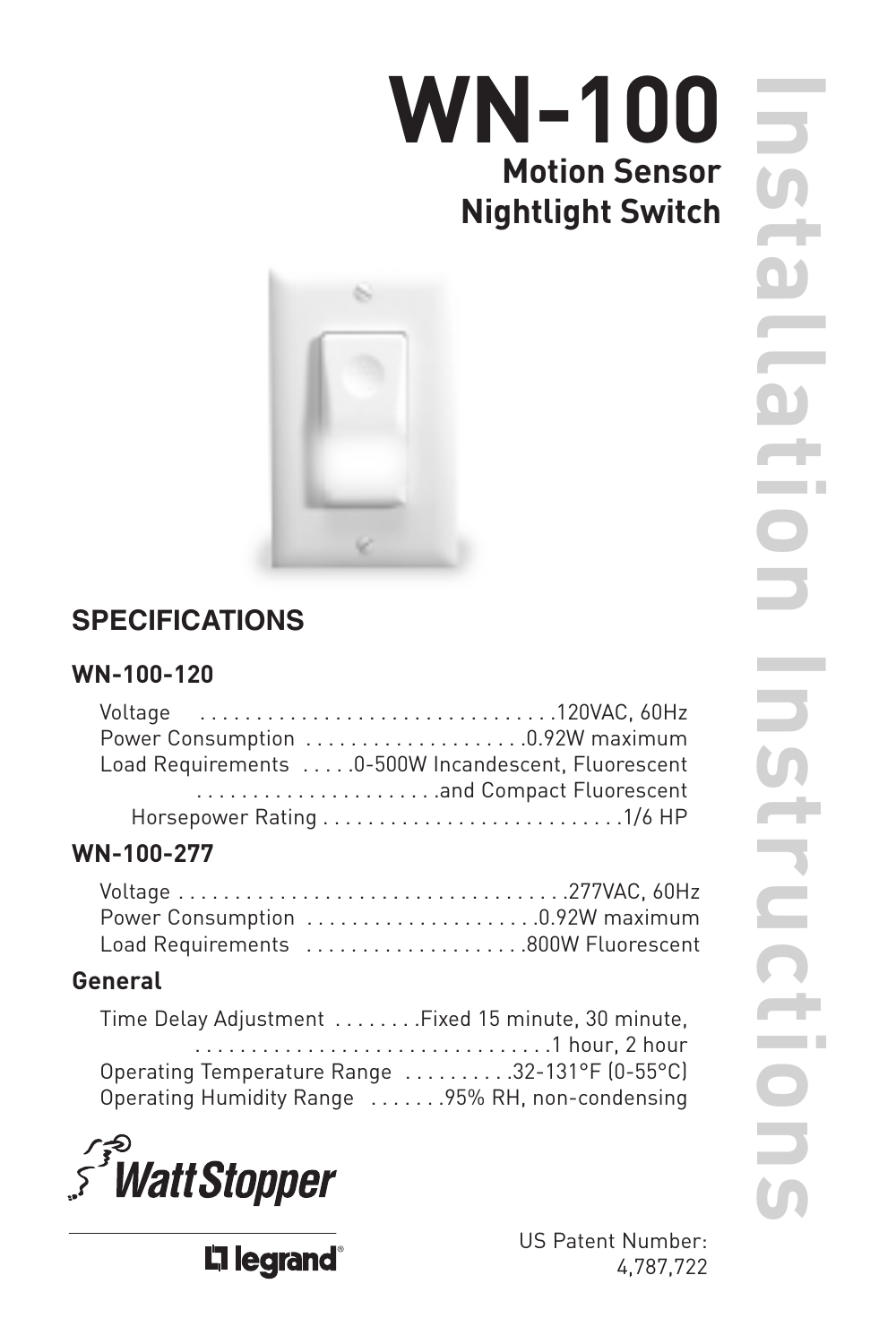# WN-100

## Motion Sensor Nightlight Switch

# Installation Instructions

## SPECIFICATIONS

### WN-100-120

Voltage ................................120VAC, 60Hz
Power Consumption ....................0.92W maximum
Load Requirements .....0-500W Incandescent, Fluorescent
......................and Compact Fluorescent
Horsepower Rating ...........................1/6 HP

### WN-100-277

Voltage ...................................277VAC, 60Hz
Power Consumption .....................0.92W maximum
Load Requirements ....................800W Fluorescent

### General

Time Delay Adjustment ........Fixed 15 minute, 30 minute,
................................1 hour, 2 hour
Operating Temperature Range ..........32-131°F (0-55°C)
Operating Humidity Range .......95% RH, non-condensing

WattStopper

legrand®

US Patent Number:
4,787,722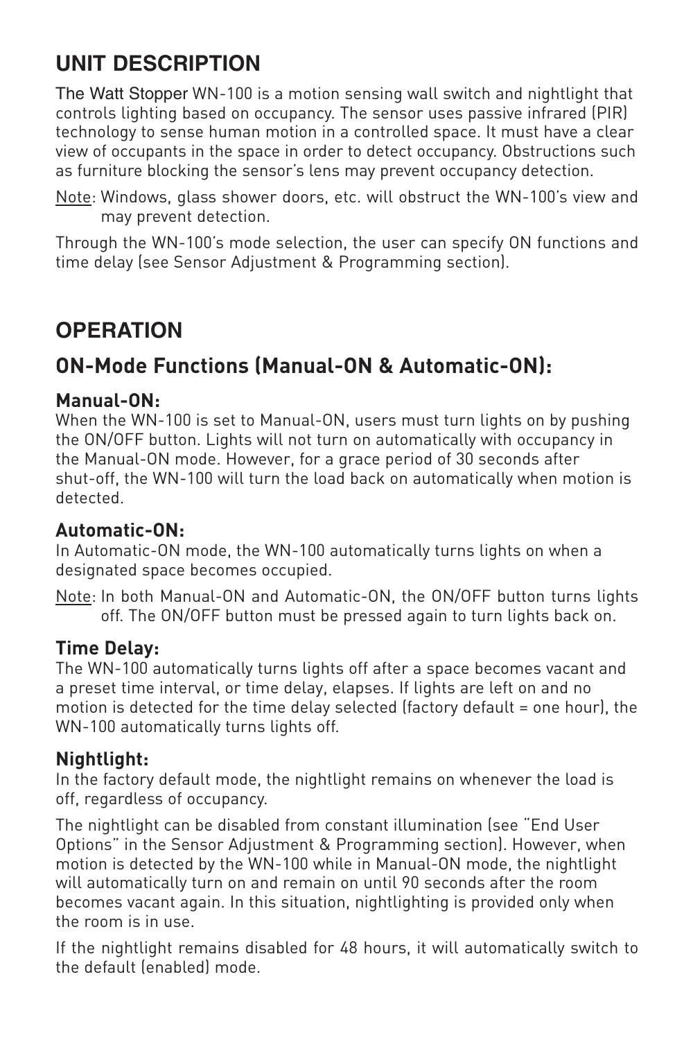## UNIT DESCRIPTION

The Watt Stopper WN-100 is a motion sensing wall switch and nightlight that controls lighting based on occupancy. The sensor uses passive infrared (PIR) technology to sense human motion in a controlled space. It must have a clear view of occupants in the space in order to detect occupancy. Obstructions such as furniture blocking the sensor's lens may prevent occupancy detection.

Note: Windows, glass shower doors, etc. will obstruct the WN-100's view and may prevent detection.

Through the WN-100's mode selection, the user can specify ON functions and time delay (see Sensor Adjustment & Programming section).

## OPERATION

### ON-Mode Functions (Manual-ON & Automatic-ON):

#### Manual-ON:

When the WN-100 is set to Manual-ON, users must turn lights on by pushing the ON/OFF button. Lights will not turn on automatically with occupancy in the Manual-ON mode. However, for a grace period of 30 seconds after shut-off, the WN-100 will turn the load back on automatically when motion is detected.

#### Automatic-ON:

In Automatic-ON mode, the WN-100 automatically turns lights on when a designated space becomes occupied.

Note: In both Manual-ON and Automatic-ON, the ON/OFF button turns lights off. The ON/OFF button must be pressed again to turn lights back on.

#### Time Delay:

The WN-100 automatically turns lights off after a space becomes vacant and a preset time interval, or time delay, elapses. If lights are left on and no motion is detected for the time delay selected (factory default = one hour), the WN-100 automatically turns lights off.

#### Nightlight:

In the factory default mode, the nightlight remains on whenever the load is off, regardless of occupancy.

The nightlight can be disabled from constant illumination (see "End User Options" in the Sensor Adjustment & Programming section). However, when motion is detected by the WN-100 while in Manual-ON mode, the nightlight will automatically turn on and remain on until 90 seconds after the room becomes vacant again. In this situation, nightlighting is provided only when the room is in use.

If the nightlight remains disabled for 48 hours, it will automatically switch to the default (enabled) mode.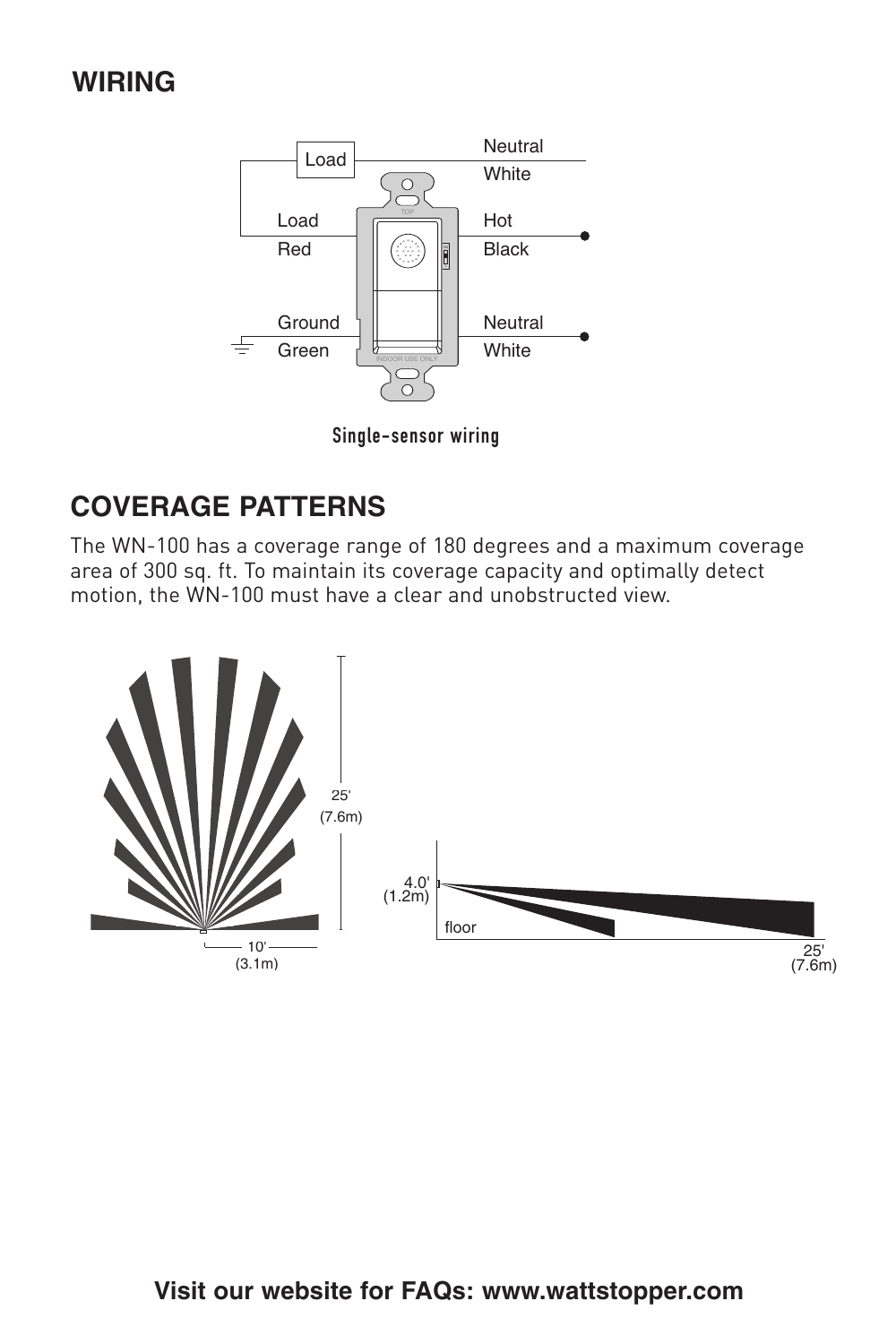## WIRING

Single-sensor wiring

## COVERAGE PATTERNS

The WN-100 has a coverage range of 180 degrees and a maximum coverage area of 300 sq. ft. To maintain its coverage capacity and optimally detect motion, the WN-100 must have a clear and unobstructed view.

**Visit our website for FAQs: www.wattstopper.com**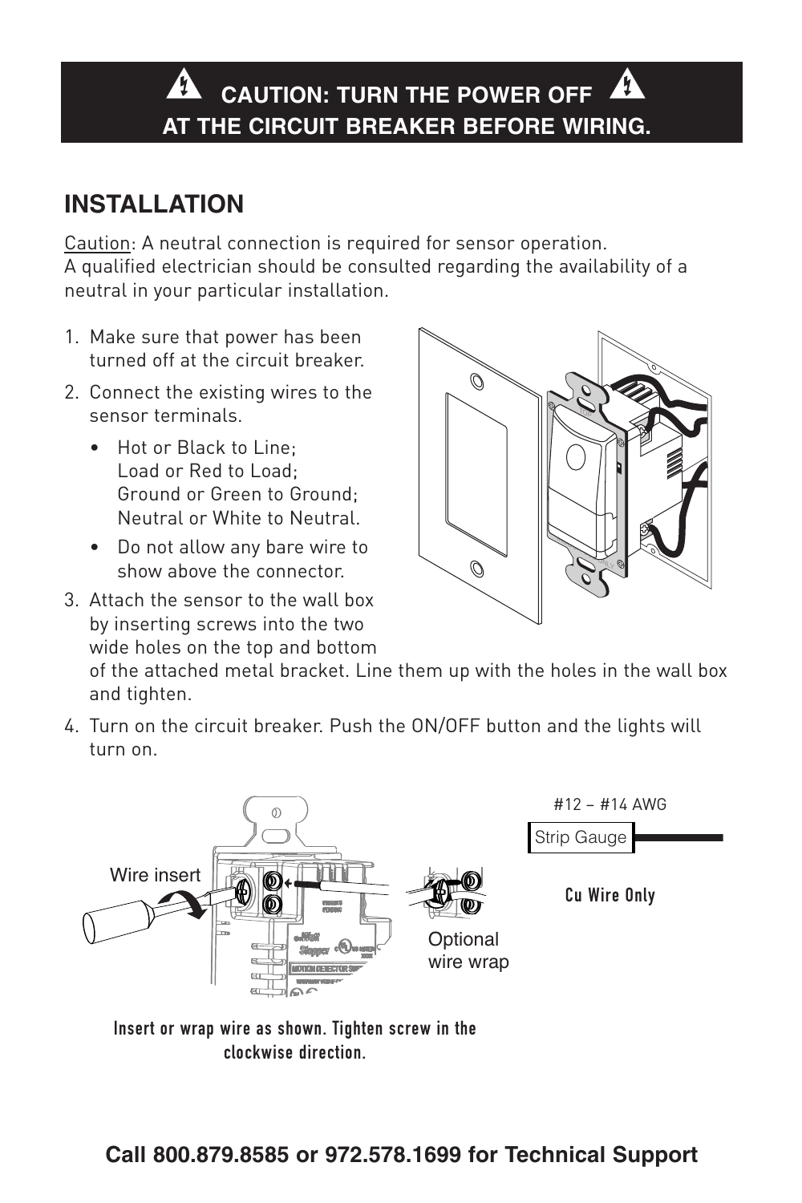**CAUTION: TURN THE POWER OFF AT THE CIRCUIT BREAKER BEFORE WIRING.**

## INSTALLATION

Caution: A neutral connection is required for sensor operation. A qualified electrician should be consulted regarding the availability of a neutral in your particular installation.

1. Make sure that power has been turned off at the circuit breaker.
2. Connect the existing wires to the sensor terminals.
   - Hot or Black to Line; Load or Red to Load; Ground or Green to Ground; Neutral or White to Neutral.
   - Do not allow any bare wire to show above the connector.
3. Attach the sensor to the wall box by inserting screws into the two wide holes on the top and bottom of the attached metal bracket. Line them up with the holes in the wall box and tighten.
4. Turn on the circuit breaker. Push the ON/OFF button and the lights will turn on.

Wire insert

Optional wire wrap

#12 – #14 AWG

Strip Gauge

**Cu Wire Only**

**Insert or wrap wire as shown. Tighten screw in the clockwise direction.**

**Call 800.879.8585 or 972.578.1699 for Technical Support**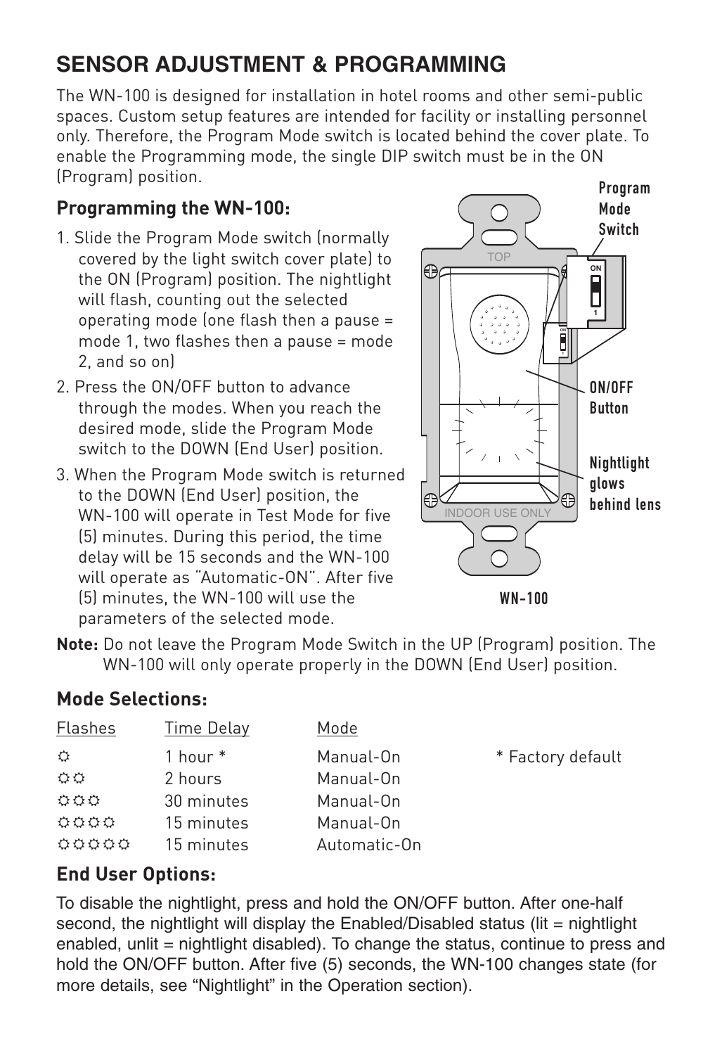# SENSOR ADJUSTMENT & PROGRAMMING

The WN-100 is designed for installation in hotel rooms and other semi-public spaces. Custom setup features are intended for facility or installing personnel only. Therefore, the Program Mode switch is located behind the cover plate. To enable the Programming mode, the single DIP switch must be in the ON (Program) position.

## Programming the WN-100:

1. Slide the Program Mode switch (normally covered by the light switch cover plate) to the ON (Program) position. The nightlight will flash, counting out the selected operating mode (one flash then a pause = mode 1, two flashes then a pause = mode 2, and so on)
2. Press the ON/OFF button to advance through the modes. When you reach the desired mode, slide the Program Mode switch to the DOWN (End User) position.
3. When the Program Mode switch is returned to the DOWN (End User) position, the WN-100 will operate in Test Mode for five (5) minutes. During this period, the time delay will be 15 seconds and the WN-100 will operate as "Automatic-ON". After five (5) minutes, the WN-100 will use the parameters of the selected mode.

Program Mode Switch

ON/OFF Button

Nightlight glows behind lens

WN-100

**Note:** Do not leave the Program Mode Switch in the UP (Program) position. The WN-100 will only operate properly in the DOWN (End User) position.

## Mode Selections:

| Flashes | Time Delay | Mode | |
|---|---|---|---|
| ☼ | 1 hour * | Manual-On | * Factory default |
| ☼☼ | 2 hours | Manual-On | |
| ☼☼☼ | 30 minutes | Manual-On | |
| ☼☼☼☼ | 15 minutes | Manual-On | |
| ☼☼☼☼☼ | 15 minutes | Automatic-On | |

## End User Options:

To disable the nightlight, press and hold the ON/OFF button. After one-half second, the nightlight will display the Enabled/Disabled status (lit = nightlight enabled, unlit = nightlight disabled). To change the status, continue to press and hold the ON/OFF button. After five (5) seconds, the WN-100 changes state (for more details, see "Nightlight" in the Operation section).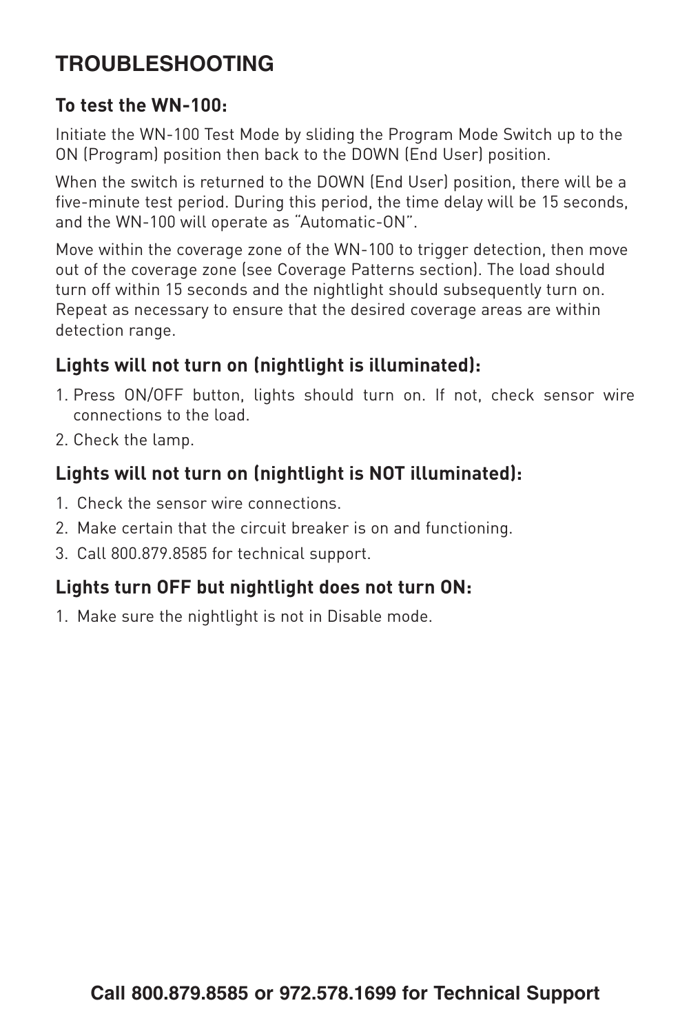# TROUBLESHOOTING

### To test the WN-100:

Initiate the WN-100 Test Mode by sliding the Program Mode Switch up to the ON (Program) position then back to the DOWN (End User) position.

When the switch is returned to the DOWN (End User) position, there will be a five-minute test period. During this period, the time delay will be 15 seconds, and the WN-100 will operate as "Automatic-ON".

Move within the coverage zone of the WN-100 to trigger detection, then move out of the coverage zone (see Coverage Patterns section). The load should turn off within 15 seconds and the nightlight should subsequently turn on. Repeat as necessary to ensure that the desired coverage areas are within detection range.

### Lights will not turn on (nightlight is illuminated):

1. Press ON/OFF button, lights should turn on. If not, check sensor wire connections to the load.
2. Check the lamp.

### Lights will not turn on (nightlight is NOT illuminated):

1. Check the sensor wire connections.
2. Make certain that the circuit breaker is on and functioning.
3. Call 800.879.8585 for technical support.

### Lights turn OFF but nightlight does not turn ON:

1. Make sure the nightlight is not in Disable mode.

**Call 800.879.8585 or 972.578.1699 for Technical Support**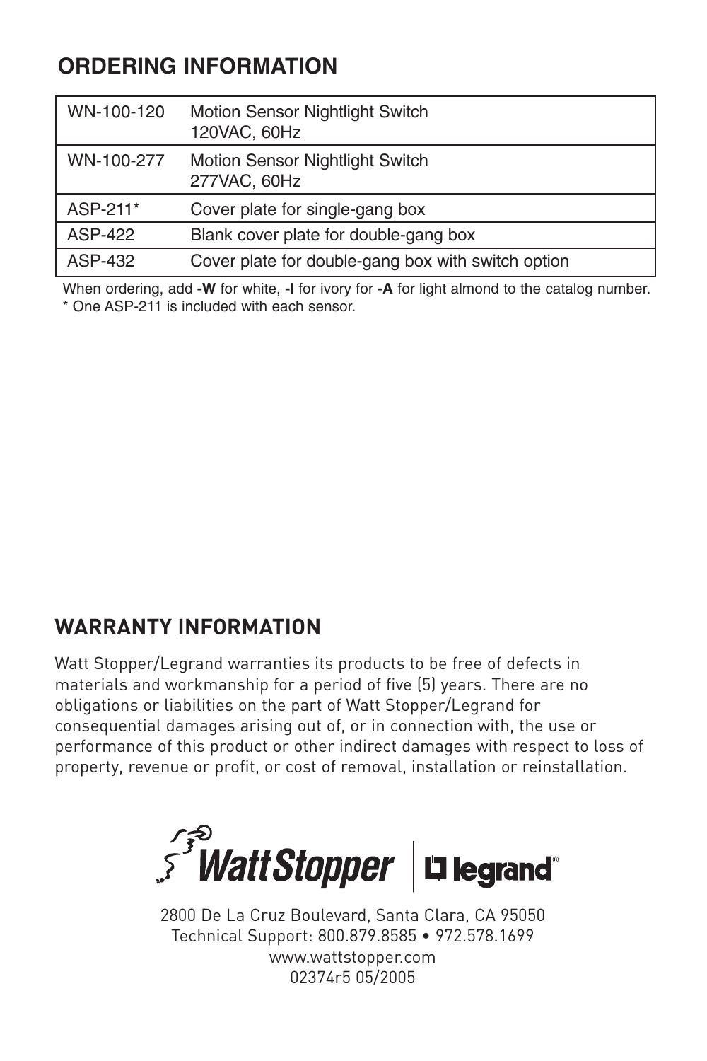## ORDERING INFORMATION

| | |
|---|---|
| WN-100-120 | Motion Sensor Nightlight Switch 120VAC, 60Hz |
| WN-100-277 | Motion Sensor Nightlight Switch 277VAC, 60Hz |
| ASP-211* | Cover plate for single-gang box |
| ASP-422 | Blank cover plate for double-gang box |
| ASP-432 | Cover plate for double-gang box with switch option |

When ordering, add **-W** for white, **-I** for ivory for **-A** for light almond to the catalog number.
* One ASP-211 is included with each sensor.

## WARRANTY INFORMATION

Watt Stopper/Legrand warranties its products to be free of defects in materials and workmanship for a period of five (5) years. There are no obligations or liabilities on the part of Watt Stopper/Legrand for consequential damages arising out of, or in connection with, the use or performance of this product or other indirect damages with respect to loss of property, revenue or profit, or cost of removal, installation or reinstallation.

WattStopper | legrand

2800 De La Cruz Boulevard, Santa Clara, CA 95050
Technical Support: 800.879.8585 • 972.578.1699
www.wattstopper.com
02374r5 05/2005